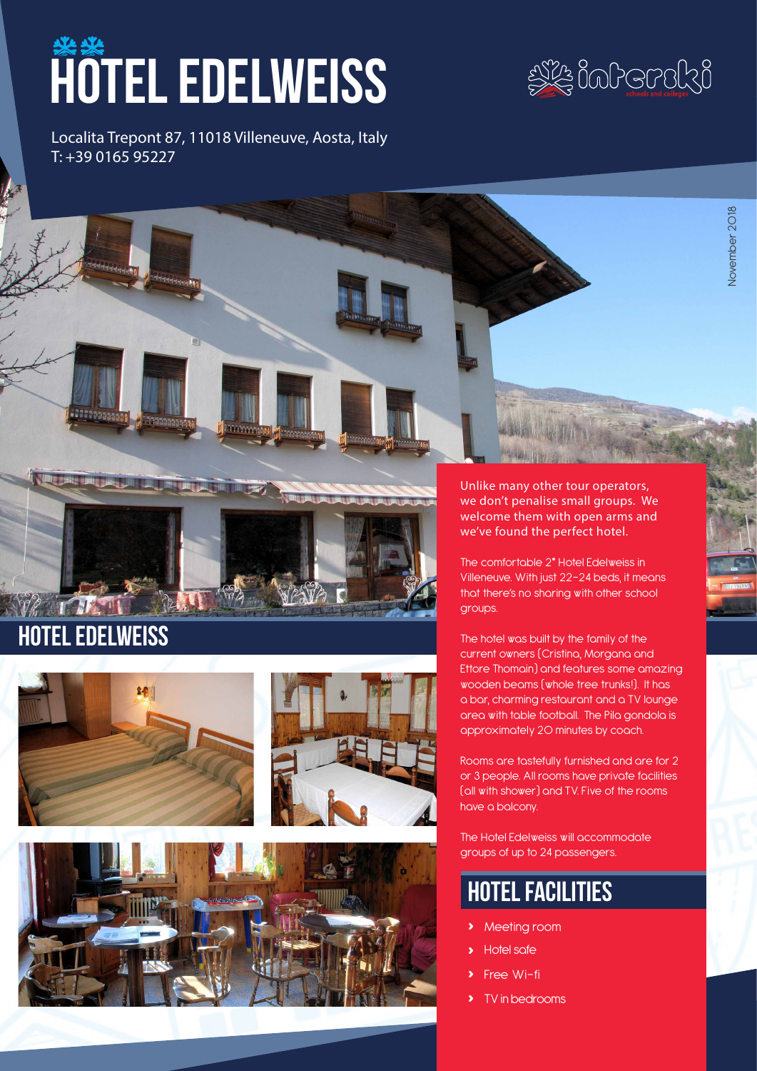# HOTEL EDELWEISS

Localita Trepont 87, 11018 Villeneuve, Aosta, Italy
T: +39 0165 95227

November 2018

## HOTEL EDELWEISS

Unlike many other tour operators, we don't penalise small groups. We welcome them with open arms and we've found the perfect hotel.

The comfortable 2* Hotel Edelweiss in Villeneuve. With just 22-24 beds, it means that there's no sharing with other school groups.

The hotel was built by the family of the current owners (Cristina, Morgana and Ettore Thomain) and features some amazing wooden beams (whole tree trunks!). It has a bar, charming restaurant and a TV lounge area with table football. The Pila gondola is approximately 20 minutes by coach.

Rooms are tastefully furnished and are for 2 or 3 people. All rooms have private facilities (all with shower) and TV. Five of the rooms have a balcony.

The Hotel Edelweiss will accommodate groups of up to 24 passengers.

## HOTEL FACILITIES

- Meeting room
- Hotel safe
- Free Wi-fi
- TV in bedrooms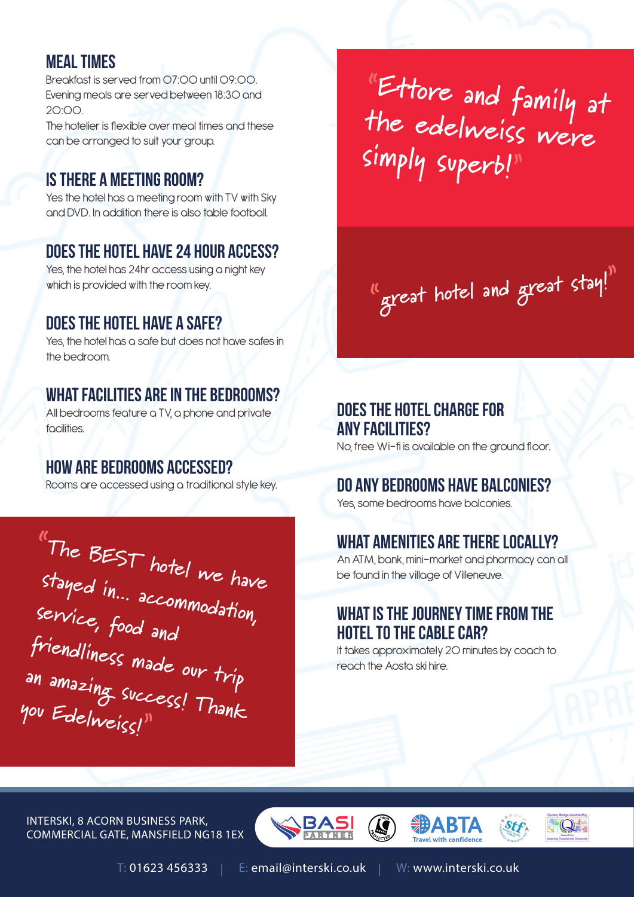## MEAL TIMES

Breakfast is served from 07:00 until 09:00.
Evening meals are served between 18:30 and 20:00.
The hotelier is flexible over meal times and these can be arranged to suit your group.

## IS THERE A MEETING ROOM?

Yes the hotel has a meeting room with TV with Sky and DVD. In addition there is also table football.

## DOES THE HOTEL HAVE 24 HOUR ACCESS?

Yes, the hotel has 24hr access using a night key which is provided with the room key.

## DOES THE HOTEL HAVE A SAFE?

Yes, the hotel has a safe but does not have safes in the bedroom.

## WHAT FACILITIES ARE IN THE BEDROOMS?

All bedrooms feature a TV, a phone and private facilities.

## HOW ARE BEDROOMS ACCESSED?

Rooms are accessed using a traditional style key.

> "The BEST hotel we have stayed in... accommodation, service, food and friendliness made our trip an amazing success! Thank you Edelweiss!"

> "Ettore and family at the edelweiss were simply superb!"

> "great hotel and great stay!"

## DOES THE HOTEL CHARGE FOR ANY FACILITIES?

No, free Wi-fi is available on the ground floor.

## DO ANY BEDROOMS HAVE BALCONIES?

Yes, some bedrooms have balconies.

## WHAT AMENITIES ARE THERE LOCALLY?

An ATM, bank, mini-market and pharmacy can all be found in the village of Villeneuve.

## WHAT IS THE JOURNEY TIME FROM THE HOTEL TO THE CABLE CAR?

It takes approximately 20 minutes by coach to reach the Aosta ski hire.

INTERSKI, 8 ACORN BUSINESS PARK, COMMERCIAL GATE, MANSFIELD NG18 1EX

T: 01623 456333 | E: email@interski.co.uk | W: www.interski.co.uk